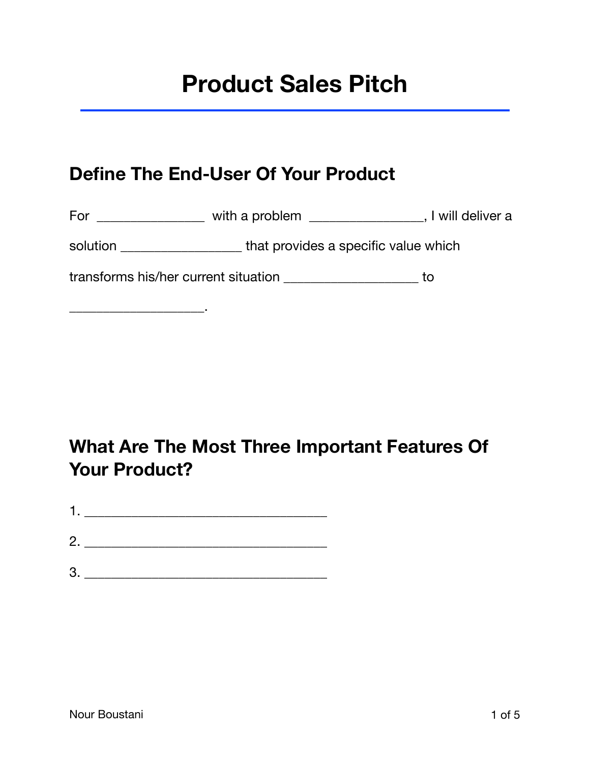# Product Sales Pitch

## Define The End-User Of Your Product

For _______________ with a problem ________________, I will deliver a solution _________________ that provides a specific value which transforms his/her current situation ___________________ to ___________________.

## What Are The Most Three Important Features Of Your Product?

1. __________________________________
2. __________________________________
3. __________________________________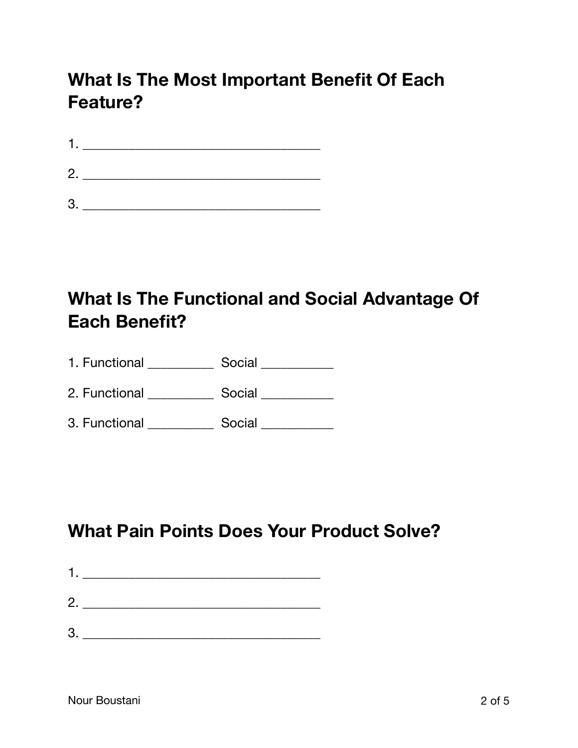## What Is The Most Important Benefit Of Each Feature?

1. ___________________________________

2. ___________________________________

3. ___________________________________

## What Is The Functional and Social Advantage Of Each Benefit?

1. Functional _________ Social __________

2. Functional _________ Social __________

3. Functional _________ Social __________

## What Pain Points Does Your Product Solve?

1. ___________________________________

2. ___________________________________

3. ___________________________________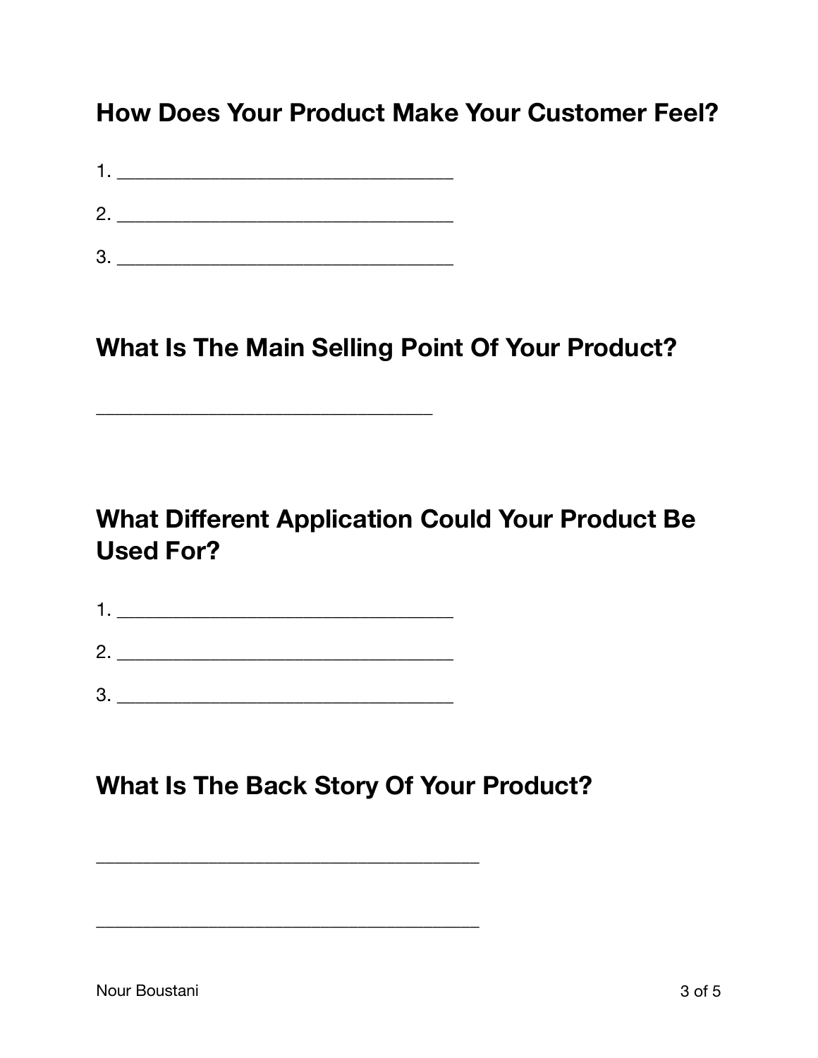## How Does Your Product Make Your Customer Feel?

1. __________________________________

2. __________________________________

3. __________________________________

## What Is The Main Selling Point Of Your Product?

__________________________________

## What Different Application Could Your Product Be Used For?

1. __________________________________

2. __________________________________

3. __________________________________

## What Is The Back Story Of Your Product?

_______________________________________

_______________________________________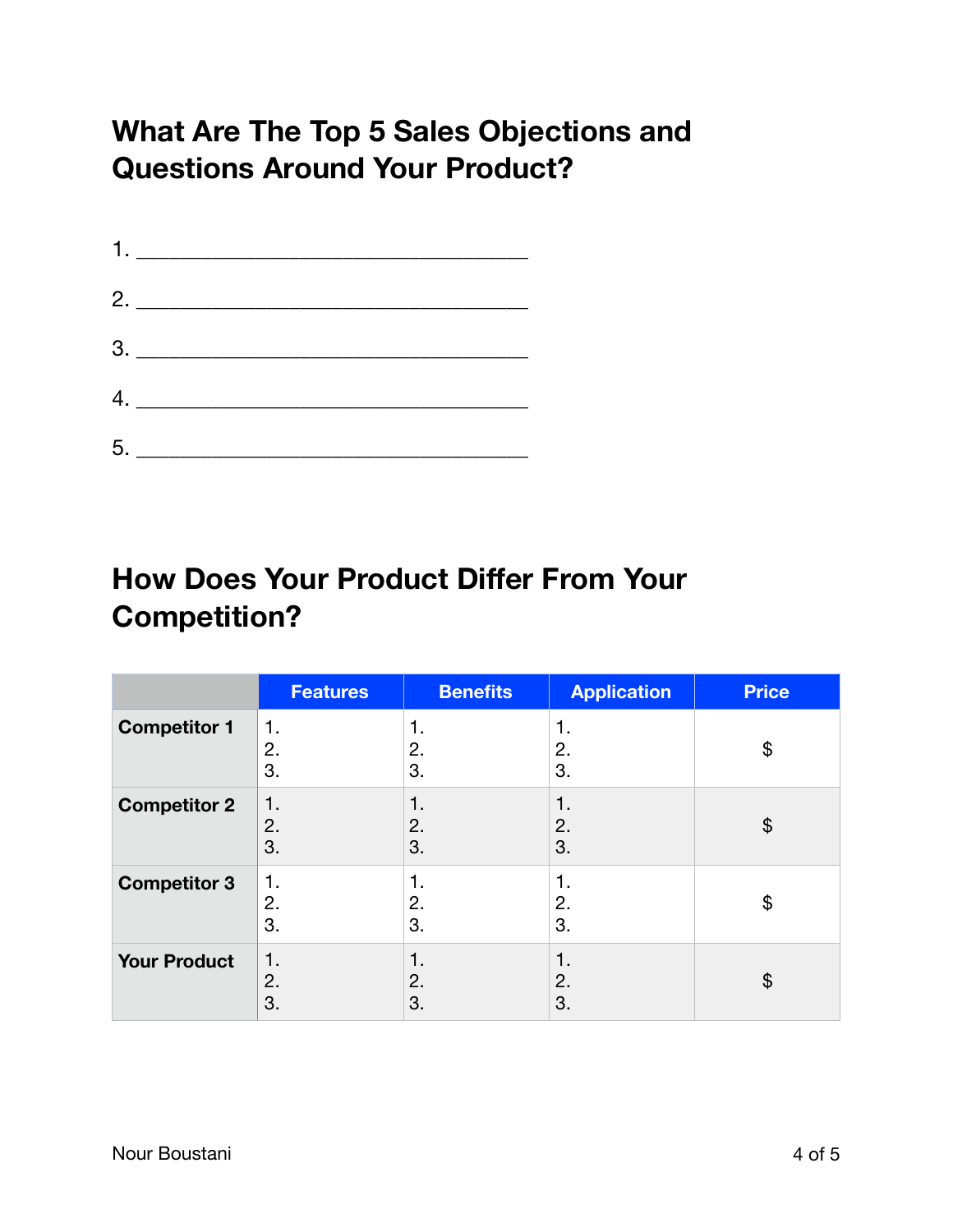## What Are The Top 5 Sales Objections and Questions Around Your Product?

1. ___________________________________
2. ___________________________________
3. ___________________________________
4. ___________________________________
5. ___________________________________

## How Does Your Product Differ From Your Competition?

| | Features | Benefits | Application | Price |
|---|---|---|---|---|
| **Competitor 1** | 1.<br>2.<br>3. | 1.<br>2.<br>3. | 1.<br>2.<br>3. | $ |
| **Competitor 2** | 1.<br>2.<br>3. | 1.<br>2.<br>3. | 1.<br>2.<br>3. | $ |
| **Competitor 3** | 1.<br>2.<br>3. | 1.<br>2.<br>3. | 1.<br>2.<br>3. | $ |
| **Your Product** | 1.<br>2.<br>3. | 1.<br>2.<br>3. | 1.<br>2.<br>3. | $ |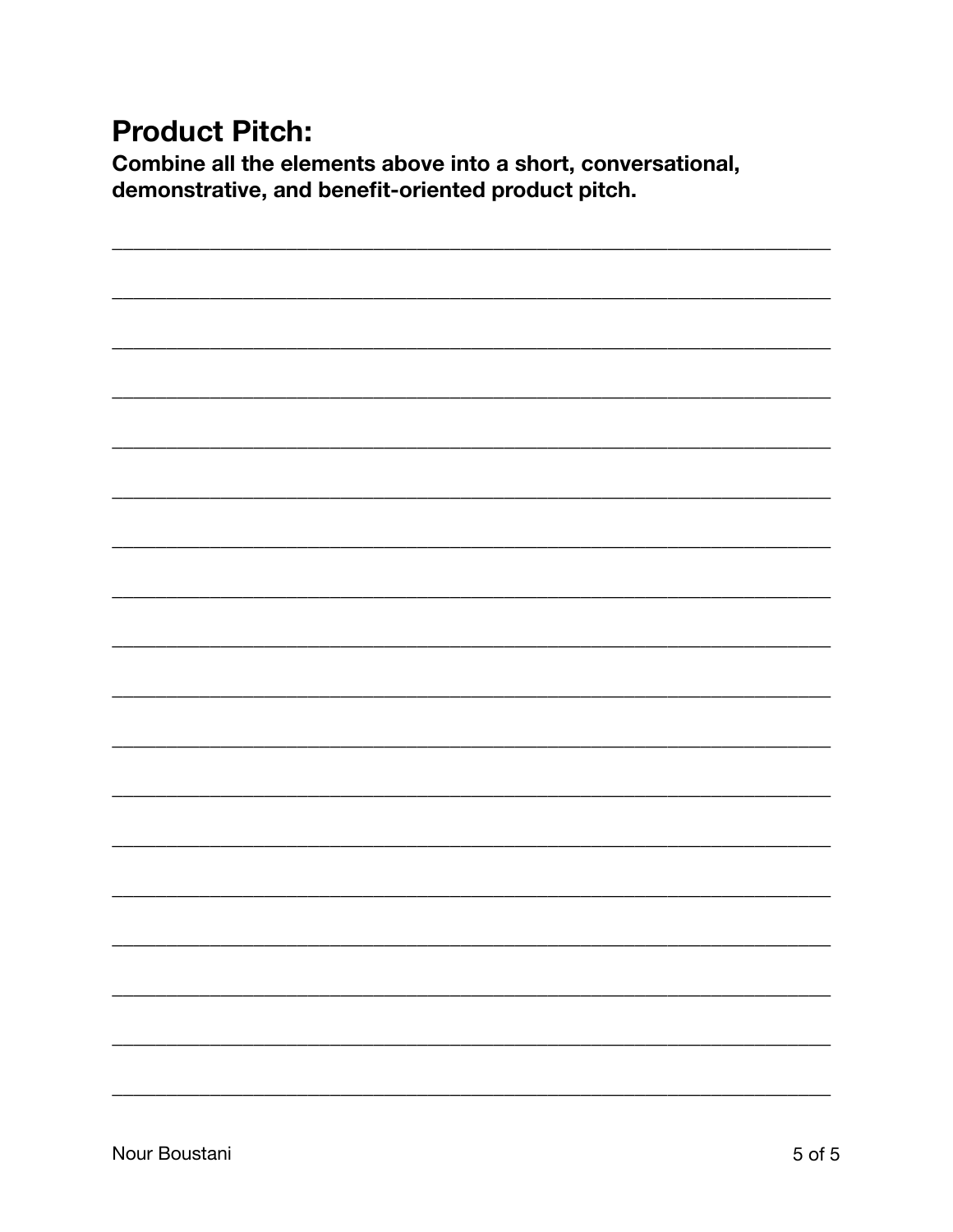## Product Pitch:

**Combine all the elements above into a short, conversational, demonstrative, and benefit-oriented product pitch.**

\_\_\_\_\_\_\_\_\_\_\_\_\_\_\_\_\_\_\_\_\_\_\_\_\_\_\_\_\_\_\_\_\_\_\_\_\_\_\_\_\_\_\_\_\_\_\_\_\_\_\_\_\_\_\_\_\_\_\_\_\_\_\_\_\_\_\_\_\_\_\_\_\_

\_\_\_\_\_\_\_\_\_\_\_\_\_\_\_\_\_\_\_\_\_\_\_\_\_\_\_\_\_\_\_\_\_\_\_\_\_\_\_\_\_\_\_\_\_\_\_\_\_\_\_\_\_\_\_\_\_\_\_\_\_\_\_\_\_\_\_\_\_\_\_\_\_

\_\_\_\_\_\_\_\_\_\_\_\_\_\_\_\_\_\_\_\_\_\_\_\_\_\_\_\_\_\_\_\_\_\_\_\_\_\_\_\_\_\_\_\_\_\_\_\_\_\_\_\_\_\_\_\_\_\_\_\_\_\_\_\_\_\_\_\_\_\_\_\_\_

\_\_\_\_\_\_\_\_\_\_\_\_\_\_\_\_\_\_\_\_\_\_\_\_\_\_\_\_\_\_\_\_\_\_\_\_\_\_\_\_\_\_\_\_\_\_\_\_\_\_\_\_\_\_\_\_\_\_\_\_\_\_\_\_\_\_\_\_\_\_\_\_\_

\_\_\_\_\_\_\_\_\_\_\_\_\_\_\_\_\_\_\_\_\_\_\_\_\_\_\_\_\_\_\_\_\_\_\_\_\_\_\_\_\_\_\_\_\_\_\_\_\_\_\_\_\_\_\_\_\_\_\_\_\_\_\_\_\_\_\_\_\_\_\_\_\_

\_\_\_\_\_\_\_\_\_\_\_\_\_\_\_\_\_\_\_\_\_\_\_\_\_\_\_\_\_\_\_\_\_\_\_\_\_\_\_\_\_\_\_\_\_\_\_\_\_\_\_\_\_\_\_\_\_\_\_\_\_\_\_\_\_\_\_\_\_\_\_\_\_

\_\_\_\_\_\_\_\_\_\_\_\_\_\_\_\_\_\_\_\_\_\_\_\_\_\_\_\_\_\_\_\_\_\_\_\_\_\_\_\_\_\_\_\_\_\_\_\_\_\_\_\_\_\_\_\_\_\_\_\_\_\_\_\_\_\_\_\_\_\_\_\_\_

\_\_\_\_\_\_\_\_\_\_\_\_\_\_\_\_\_\_\_\_\_\_\_\_\_\_\_\_\_\_\_\_\_\_\_\_\_\_\_\_\_\_\_\_\_\_\_\_\_\_\_\_\_\_\_\_\_\_\_\_\_\_\_\_\_\_\_\_\_\_\_\_\_

\_\_\_\_\_\_\_\_\_\_\_\_\_\_\_\_\_\_\_\_\_\_\_\_\_\_\_\_\_\_\_\_\_\_\_\_\_\_\_\_\_\_\_\_\_\_\_\_\_\_\_\_\_\_\_\_\_\_\_\_\_\_\_\_\_\_\_\_\_\_\_\_\_

\_\_\_\_\_\_\_\_\_\_\_\_\_\_\_\_\_\_\_\_\_\_\_\_\_\_\_\_\_\_\_\_\_\_\_\_\_\_\_\_\_\_\_\_\_\_\_\_\_\_\_\_\_\_\_\_\_\_\_\_\_\_\_\_\_\_\_\_\_\_\_\_\_

\_\_\_\_\_\_\_\_\_\_\_\_\_\_\_\_\_\_\_\_\_\_\_\_\_\_\_\_\_\_\_\_\_\_\_\_\_\_\_\_\_\_\_\_\_\_\_\_\_\_\_\_\_\_\_\_\_\_\_\_\_\_\_\_\_\_\_\_\_\_\_\_\_

\_\_\_\_\_\_\_\_\_\_\_\_\_\_\_\_\_\_\_\_\_\_\_\_\_\_\_\_\_\_\_\_\_\_\_\_\_\_\_\_\_\_\_\_\_\_\_\_\_\_\_\_\_\_\_\_\_\_\_\_\_\_\_\_\_\_\_\_\_\_\_\_\_

\_\_\_\_\_\_\_\_\_\_\_\_\_\_\_\_\_\_\_\_\_\_\_\_\_\_\_\_\_\_\_\_\_\_\_\_\_\_\_\_\_\_\_\_\_\_\_\_\_\_\_\_\_\_\_\_\_\_\_\_\_\_\_\_\_\_\_\_\_\_\_\_\_

\_\_\_\_\_\_\_\_\_\_\_\_\_\_\_\_\_\_\_\_\_\_\_\_\_\_\_\_\_\_\_\_\_\_\_\_\_\_\_\_\_\_\_\_\_\_\_\_\_\_\_\_\_\_\_\_\_\_\_\_\_\_\_\_\_\_\_\_\_\_\_\_\_

\_\_\_\_\_\_\_\_\_\_\_\_\_\_\_\_\_\_\_\_\_\_\_\_\_\_\_\_\_\_\_\_\_\_\_\_\_\_\_\_\_\_\_\_\_\_\_\_\_\_\_\_\_\_\_\_\_\_\_\_\_\_\_\_\_\_\_\_\_\_\_\_\_

\_\_\_\_\_\_\_\_\_\_\_\_\_\_\_\_\_\_\_\_\_\_\_\_\_\_\_\_\_\_\_\_\_\_\_\_\_\_\_\_\_\_\_\_\_\_\_\_\_\_\_\_\_\_\_\_\_\_\_\_\_\_\_\_\_\_\_\_\_\_\_\_\_

\_\_\_\_\_\_\_\_\_\_\_\_\_\_\_\_\_\_\_\_\_\_\_\_\_\_\_\_\_\_\_\_\_\_\_\_\_\_\_\_\_\_\_\_\_\_\_\_\_\_\_\_\_\_\_\_\_\_\_\_\_\_\_\_\_\_\_\_\_\_\_\_\_

\_\_\_\_\_\_\_\_\_\_\_\_\_\_\_\_\_\_\_\_\_\_\_\_\_\_\_\_\_\_\_\_\_\_\_\_\_\_\_\_\_\_\_\_\_\_\_\_\_\_\_\_\_\_\_\_\_\_\_\_\_\_\_\_\_\_\_\_\_\_\_\_\_